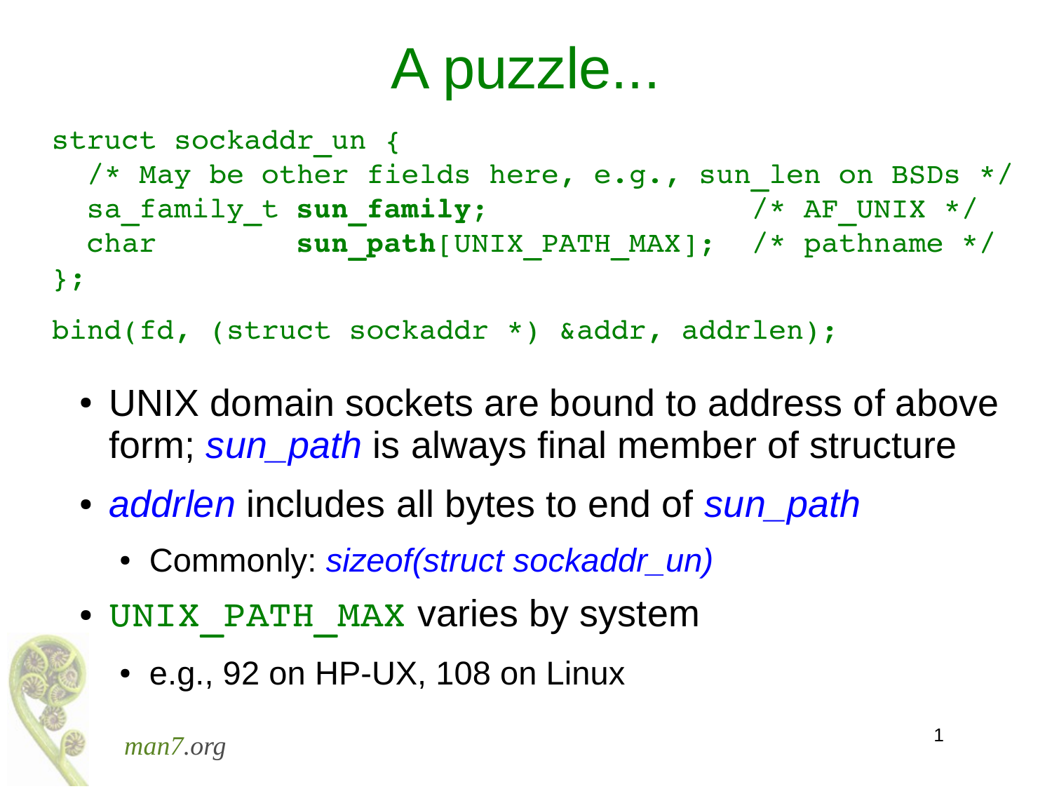# A puzzle...

```
struct sockaddr_un {
  /* May be other fields here, e.g., sun_len on BSDs */
  sa_family_t sun_family;              /* AF_UNIX */
  char        sun_path[UNIX_PATH_MAX];  /* pathname */
};
bind(fd, (struct sockaddr *) &addr, addrlen);
```

- UNIX domain sockets are bound to address of above form; *sun_path* is always final member of structure
- *addrlen* includes all bytes to end of *sun_path*
  - Commonly: *sizeof(struct sockaddr_un)*
- `UNIX_PATH_MAX` varies by system
  - e.g., 92 on HP-UX, 108 on Linux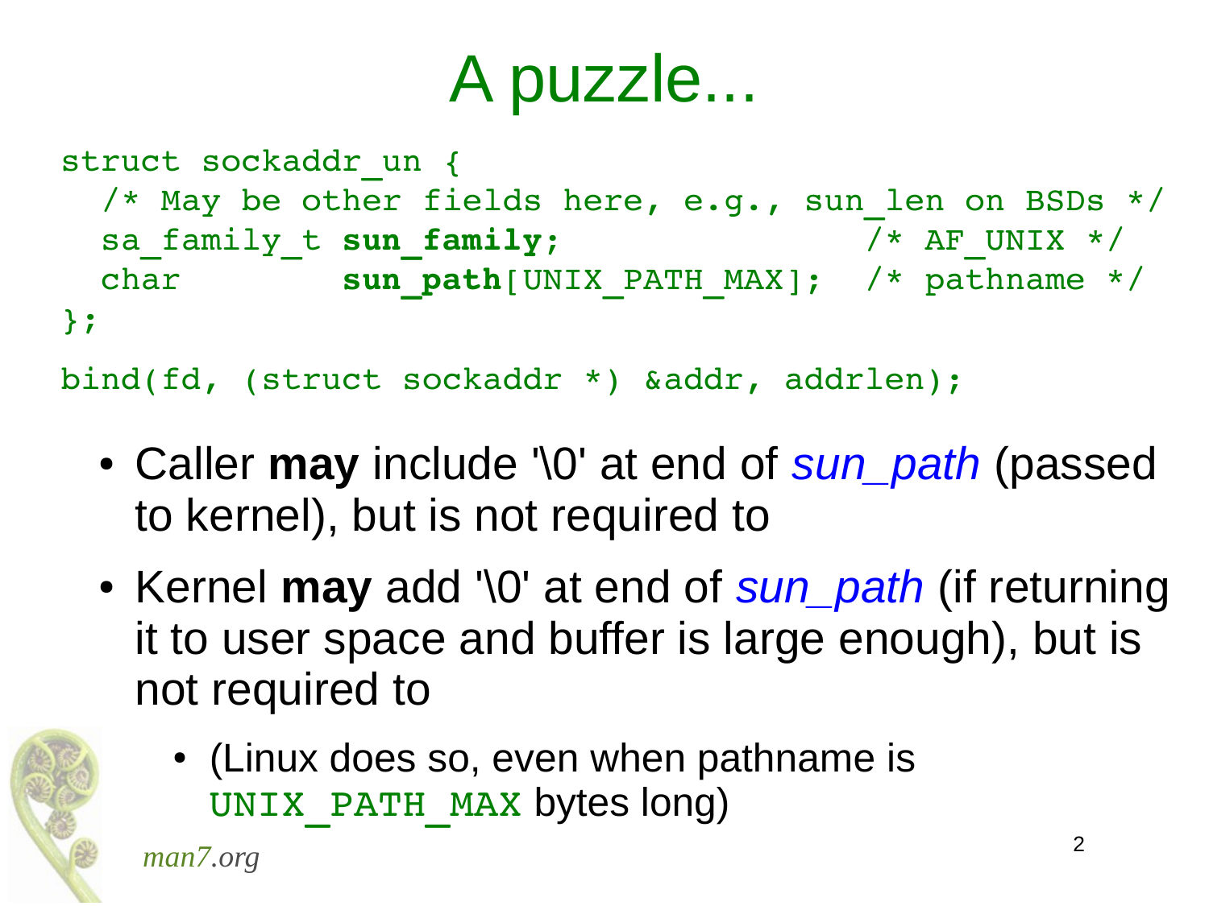# A puzzle...

```
struct sockaddr_un {
  /* May be other fields here, e.g., sun_len on BSDs */
  sa_family_t sun_family;               /* AF_UNIX */
  char        sun_path[UNIX_PATH_MAX];  /* pathname */
};

bind(fd, (struct sockaddr *) &addr, addrlen);
```

- Caller **may** include '\0' at end of *sun_path* (passed to kernel), but is not required to
- Kernel **may** add '\0' at end of *sun_path* (if returning it to user space and buffer is large enough), but is not required to
  - (Linux does so, even when pathname is `UNIX_PATH_MAX` bytes long)

*man7.org*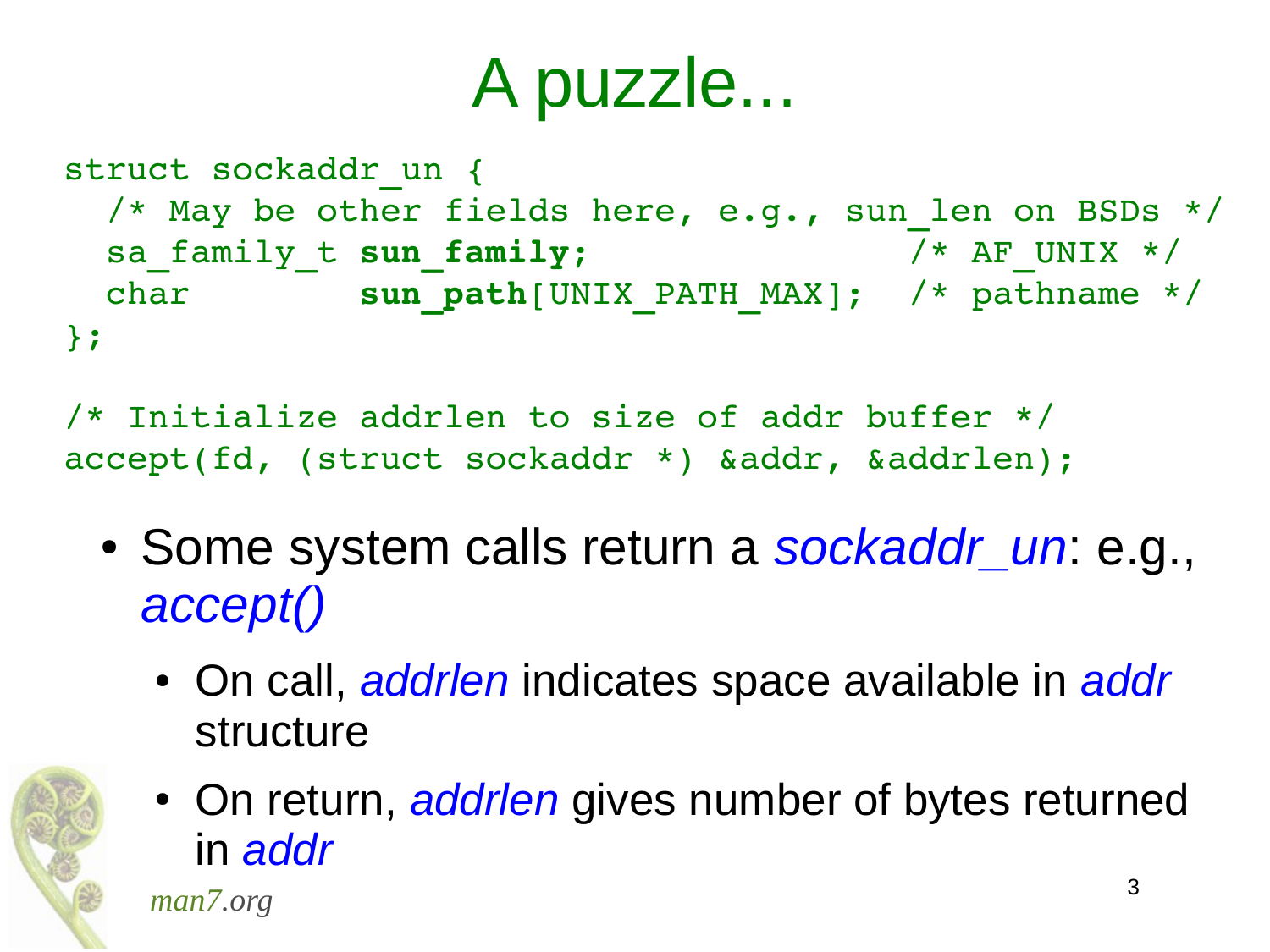# A puzzle...

```
struct sockaddr_un {
  /* May be other fields here, e.g., sun_len on BSDs */
  sa_family_t sun_family;                /* AF_UNIX */
  char        sun_path[UNIX_PATH_MAX];   /* pathname */
};

/* Initialize addrlen to size of addr buffer */
accept(fd, (struct sockaddr *) &addr, &addrlen);
```

- Some system calls return a *sockaddr_un*: e.g., *accept()*
  - On call, *addrlen* indicates space available in *addr* structure
  - On return, *addrlen* gives number of bytes returned in *addr*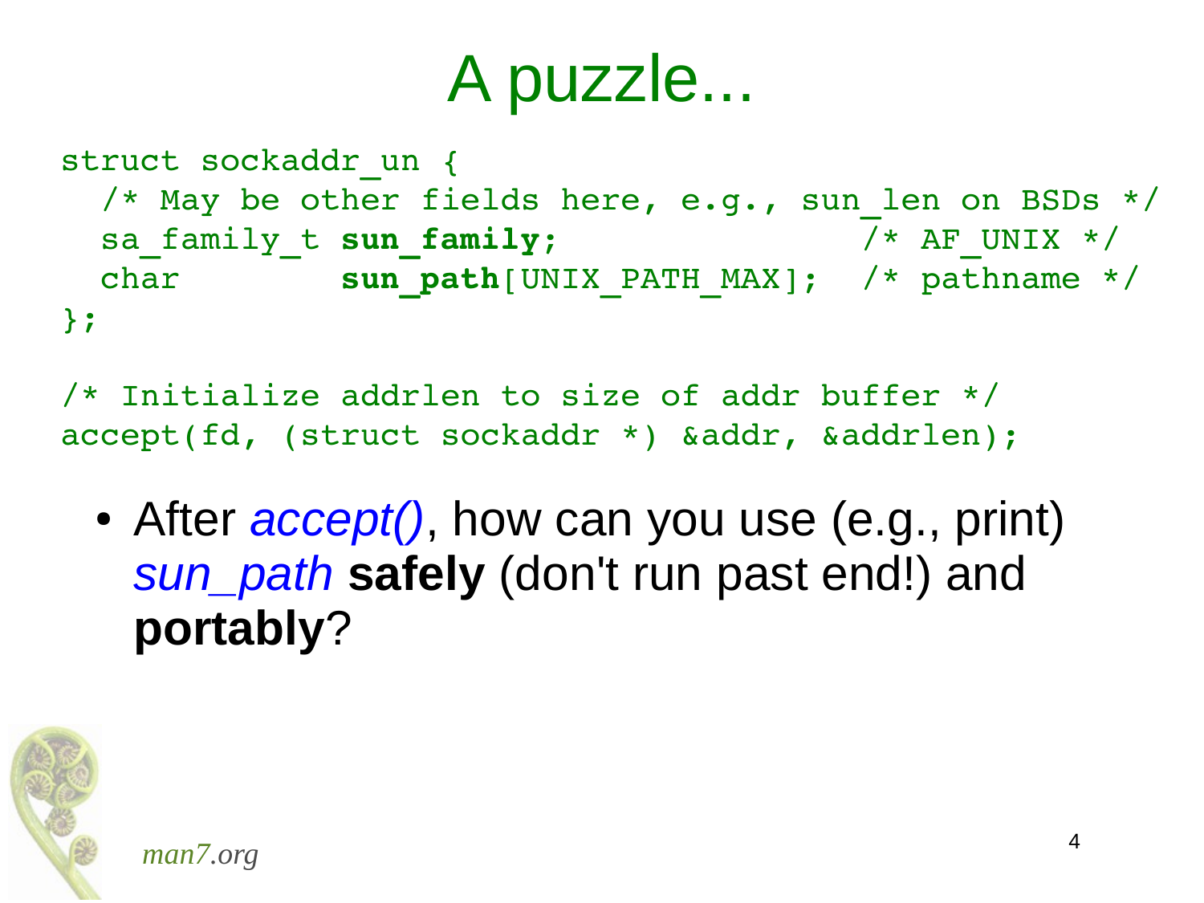# A puzzle...

```
struct sockaddr_un {
  /* May be other fields here, e.g., sun_len on BSDs */
  sa_family_t sun_family;               /* AF_UNIX */
  char        sun_path[UNIX_PATH_MAX];  /* pathname */
};

/* Initialize addrlen to size of addr buffer */
accept(fd, (struct sockaddr *) &addr, &addrlen);
```

- After *accept()*, how can you use (e.g., print) *sun_path* **safely** (don't run past end!) and **portably**?

man7.org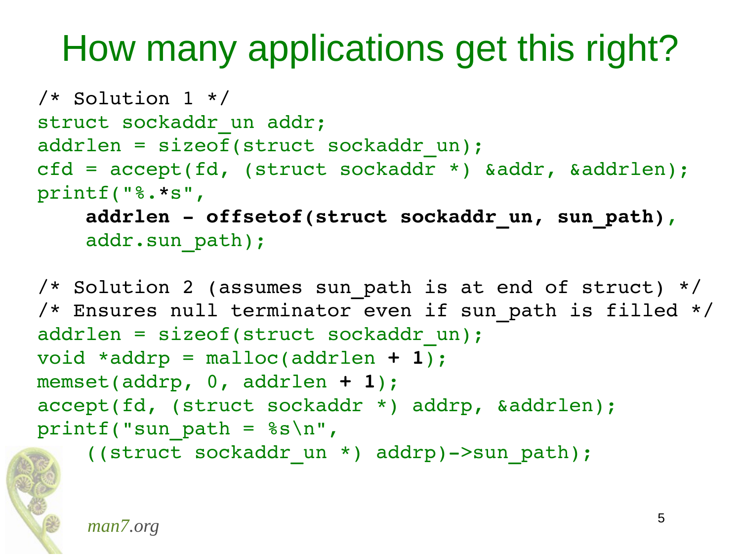# How many applications get this right?

```
/* Solution 1 */
struct sockaddr_un addr;
addrlen = sizeof(struct sockaddr_un);
cfd = accept(fd, (struct sockaddr *) &addr, &addrlen);
printf("%.*s",
    addrlen - offsetof(struct sockaddr_un, sun_path),
    addr.sun_path);

/* Solution 2 (assumes sun_path is at end of struct) */
/* Ensures null terminator even if sun_path is filled */
addrlen = sizeof(struct sockaddr_un);
void *addrp = malloc(addrlen + 1);
memset(addrp, 0, addrlen + 1);
accept(fd, (struct sockaddr *) addrp, &addrlen);
printf("sun_path = %s\n",
    ((struct sockaddr_un *) addrp)->sun_path);
```

*man7.org*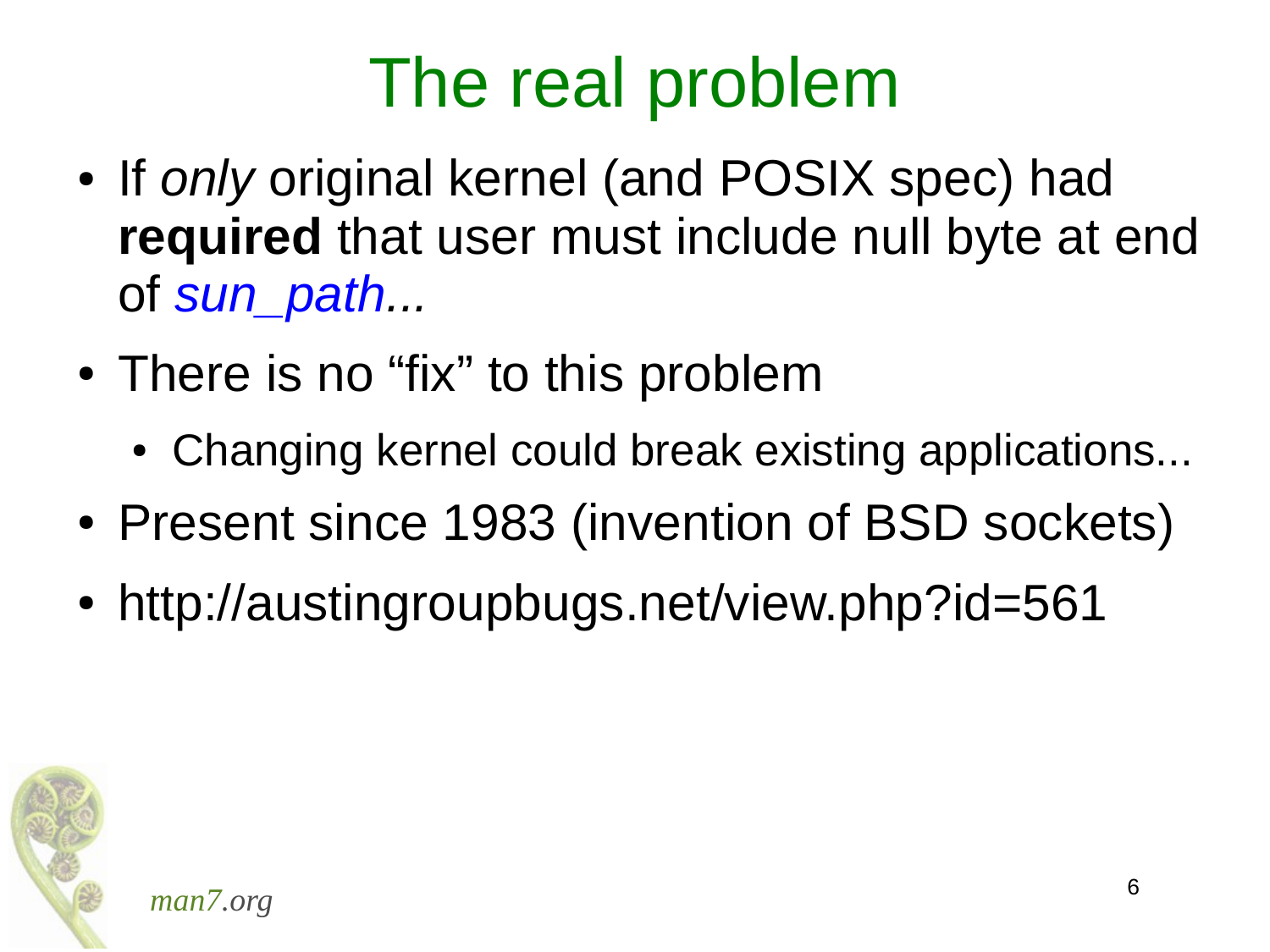# The real problem

- If *only* original kernel (and POSIX spec) had **required** that user must include null byte at end of *sun_path...*
- There is no “fix” to this problem
  - Changing kernel could break existing applications...
- Present since 1983 (invention of BSD sockets)
- http://austingroupbugs.net/view.php?id=561